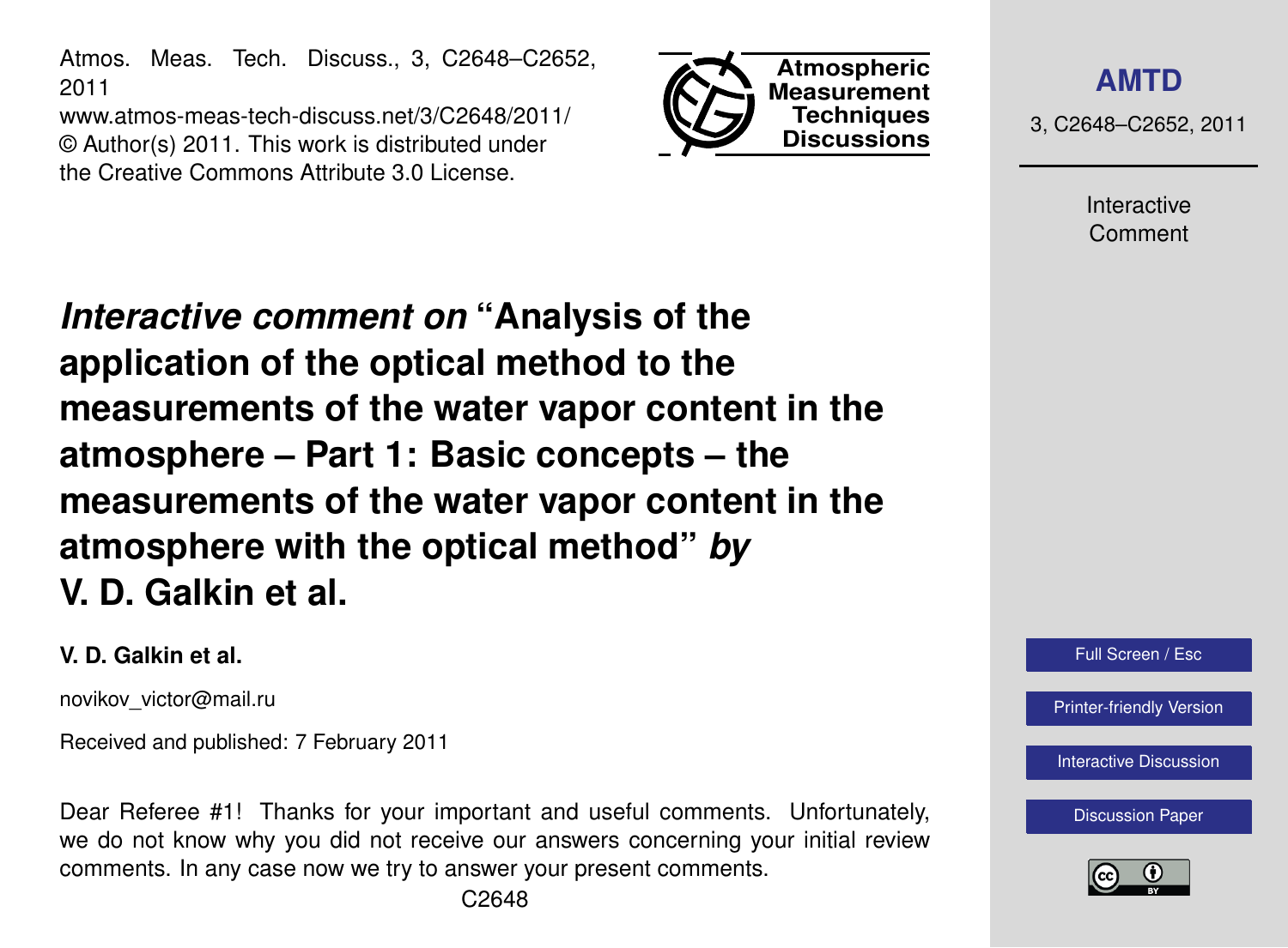# *Interactive comment on* "Analysis of the application of the optical method to the measurements of the water vapor content in the atmosphere – Part 1: Basic concepts – the measurements of the water vapor content in the atmosphere with the optical method" *by* V. D. Galkin et al.

**V. D. Galkin et al.**

novikov_victor@mail.ru

Received and published: 7 February 2011

Dear Referee #1! Thanks for your important and useful comments. Unfortunately, we do not know why you did not receive our answers concerning your initial review comments. In any case now we try to answer your present comments.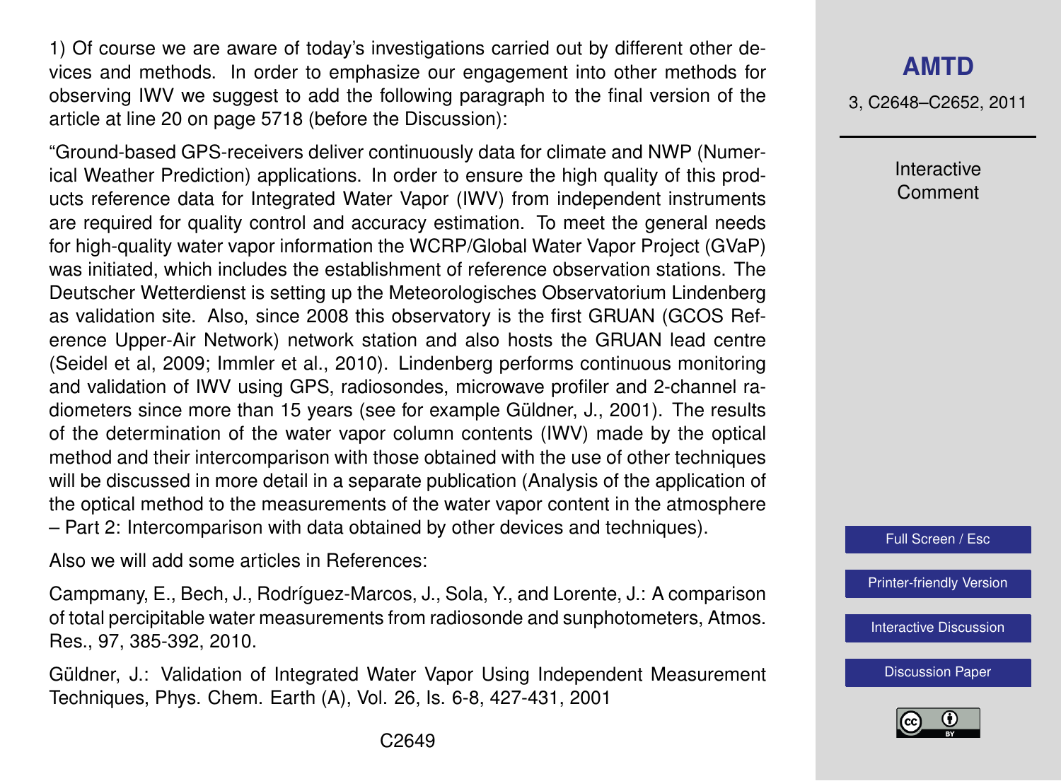1) Of course we are aware of today's investigations carried out by different other devices and methods. In order to emphasize our engagement into other methods for observing IWV we suggest to add the following paragraph to the final version of the article at line 20 on page 5718 (before the Discussion):

"Ground-based GPS-receivers deliver continuously data for climate and NWP (Numerical Weather Prediction) applications. In order to ensure the high quality of this products reference data for Integrated Water Vapor (IWV) from independent instruments are required for quality control and accuracy estimation. To meet the general needs for high-quality water vapor information the WCRP/Global Water Vapor Project (GVaP) was initiated, which includes the establishment of reference observation stations. The Deutscher Wetterdienst is setting up the Meteorologisches Observatorium Lindenberg as validation site. Also, since 2008 this observatory is the first GRUAN (GCOS Reference Upper-Air Network) network station and also hosts the GRUAN lead centre (Seidel et al, 2009; Immler et al., 2010). Lindenberg performs continuous monitoring and validation of IWV using GPS, radiosondes, microwave profiler and 2-channel radiometers since more than 15 years (see for example Güldner, J., 2001). The results of the determination of the water vapor column contents (IWV) made by the optical method and their intercomparison with those obtained with the use of other techniques will be discussed in more detail in a separate publication (Analysis of the application of the optical method to the measurements of the water vapor content in the atmosphere – Part 2: Intercomparison with data obtained by other devices and techniques).

Also we will add some articles in References:

Campmany, E., Bech, J., Rodríguez-Marcos, J., Sola, Y., and Lorente, J.: A comparison of total percipitable water measurements from radiosonde and sunphotometers, Atmos. Res., 97, 385-392, 2010.

Güldner, J.: Validation of Integrated Water Vapor Using Independent Measurement Techniques, Phys. Chem. Earth (A), Vol. 26, Is. 6-8, 427-431, 2001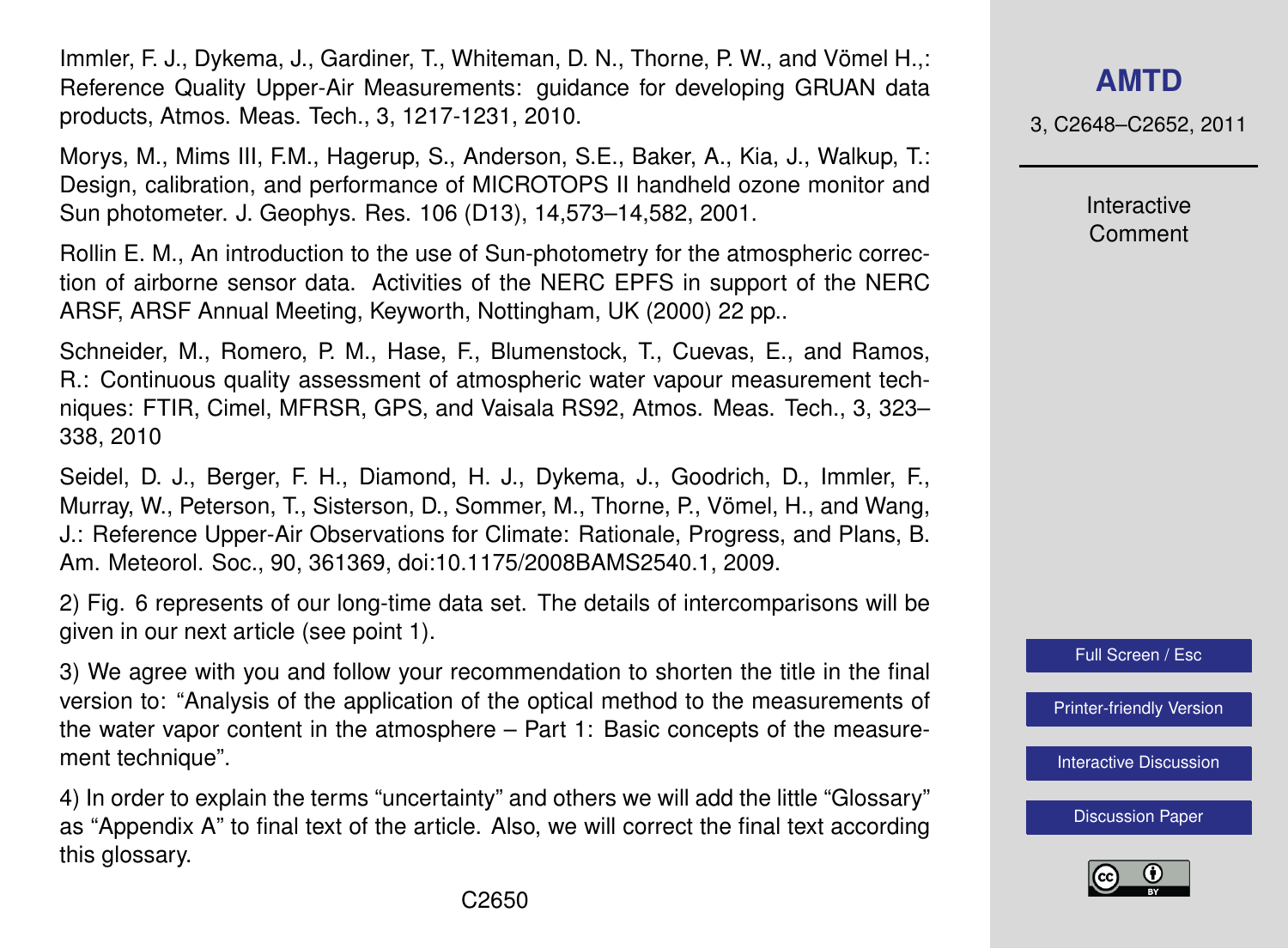Immler, F. J., Dykema, J., Gardiner, T., Whiteman, D. N., Thorne, P. W., and Vömel H.,: Reference Quality Upper-Air Measurements: guidance for developing GRUAN data products, Atmos. Meas. Tech., 3, 1217-1231, 2010.

Morys, M., Mims III, F.M., Hagerup, S., Anderson, S.E., Baker, A., Kia, J., Walkup, T.: Design, calibration, and performance of MICROTOPS II handheld ozone monitor and Sun photometer. J. Geophys. Res. 106 (D13), 14,573–14,582, 2001.

Rollin E. M., An introduction to the use of Sun-photometry for the atmospheric correction of airborne sensor data. Activities of the NERC EPFS in support of the NERC ARSF, ARSF Annual Meeting, Keyworth, Nottingham, UK (2000) 22 pp..

Schneider, M., Romero, P. M., Hase, F., Blumenstock, T., Cuevas, E., and Ramos, R.: Continuous quality assessment of atmospheric water vapour measurement techniques: FTIR, Cimel, MFRSR, GPS, and Vaisala RS92, Atmos. Meas. Tech., 3, 323–338, 2010

Seidel, D. J., Berger, F. H., Diamond, H. J., Dykema, J., Goodrich, D., Immler, F., Murray, W., Peterson, T., Sisterson, D., Sommer, M., Thorne, P., Vömel, H., and Wang, J.: Reference Upper-Air Observations for Climate: Rationale, Progress, and Plans, B. Am. Meteorol. Soc., 90, 361369, doi:10.1175/2008BAMS2540.1, 2009.

2) Fig. 6 represents of our long-time data set. The details of intercomparisons will be given in our next article (see point 1).

3) We agree with you and follow your recommendation to shorten the title in the final version to: "Analysis of the application of the optical method to the measurements of the water vapor content in the atmosphere – Part 1: Basic concepts of the measurement technique".

4) In order to explain the terms "uncertainty" and others we will add the little "Glossary" as "Appendix A" to final text of the article. Also, we will correct the final text according this glossary.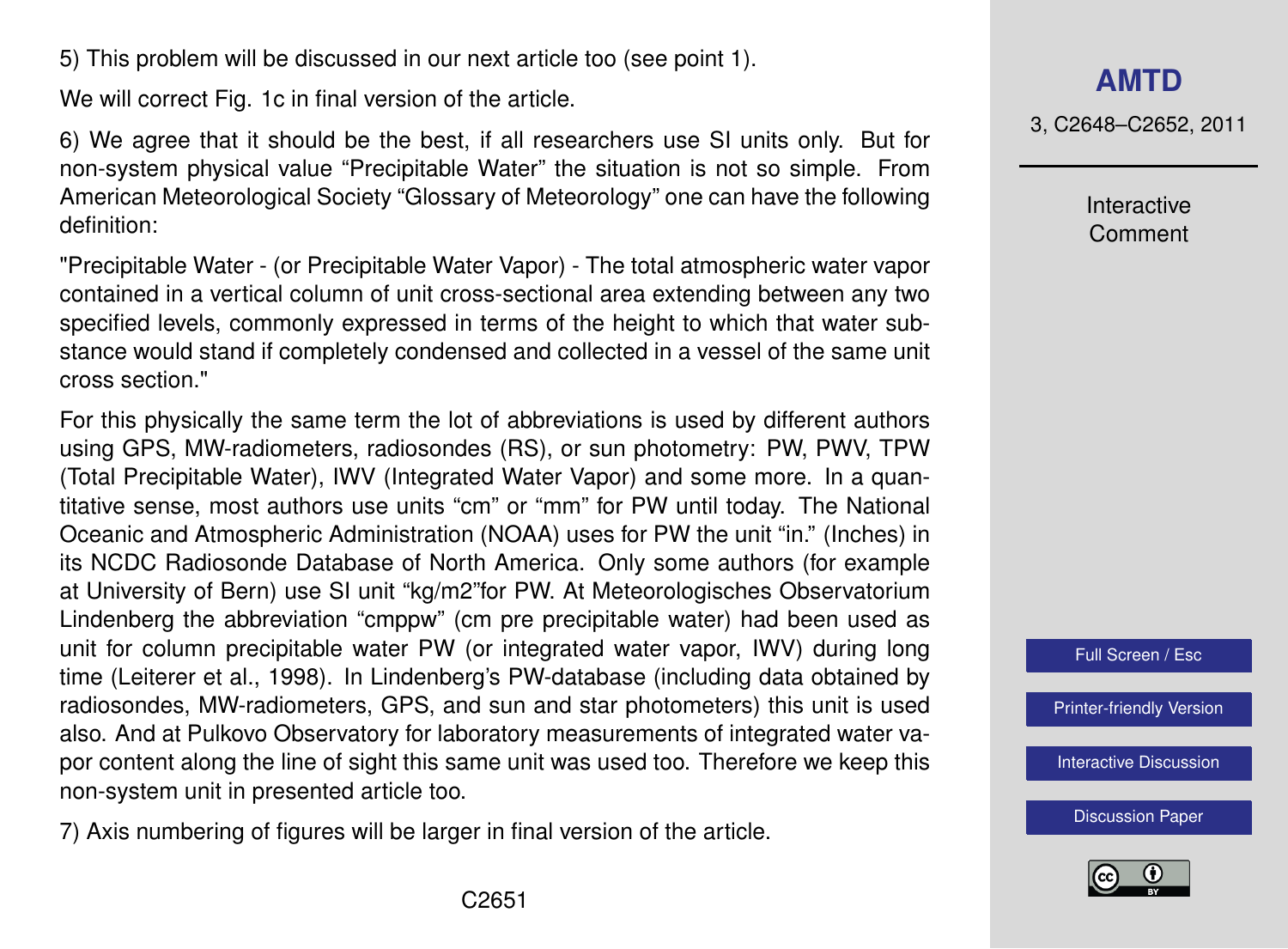5) This problem will be discussed in our next article too (see point 1).

We will correct Fig. 1c in final version of the article.

6) We agree that it should be the best, if all researchers use SI units only. But for non-system physical value “Precipitable Water” the situation is not so simple. From American Meteorological Society “Glossary of Meteorology” one can have the following definition:

"Precipitable Water - (or Precipitable Water Vapor) - The total atmospheric water vapor contained in a vertical column of unit cross-sectional area extending between any two specified levels, commonly expressed in terms of the height to which that water substance would stand if completely condensed and collected in a vessel of the same unit cross section."

For this physically the same term the lot of abbreviations is used by different authors using GPS, MW-radiometers, radiosondes (RS), or sun photometry: PW, PWV, TPW (Total Precipitable Water), IWV (Integrated Water Vapor) and some more. In a quantitative sense, most authors use units “cm” or “mm” for PW until today. The National Oceanic and Atmospheric Administration (NOAA) uses for PW the unit “in.” (Inches) in its NCDC Radiosonde Database of North America. Only some authors (for example at University of Bern) use SI unit “kg/m2”for PW. At Meteorologisches Observatorium Lindenberg the abbreviation “cmppw” (cm pre precipitable water) had been used as unit for column precipitable water PW (or integrated water vapor, IWV) during long time (Leiterer et al., 1998). In Lindenberg’s PW-database (including data obtained by radiosondes, MW-radiometers, GPS, and sun and star photometers) this unit is used also. And at Pulkovo Observatory for laboratory measurements of integrated water vapor content along the line of sight this same unit was used too. Therefore we keep this non-system unit in presented article too.

7) Axis numbering of figures will be larger in final version of the article.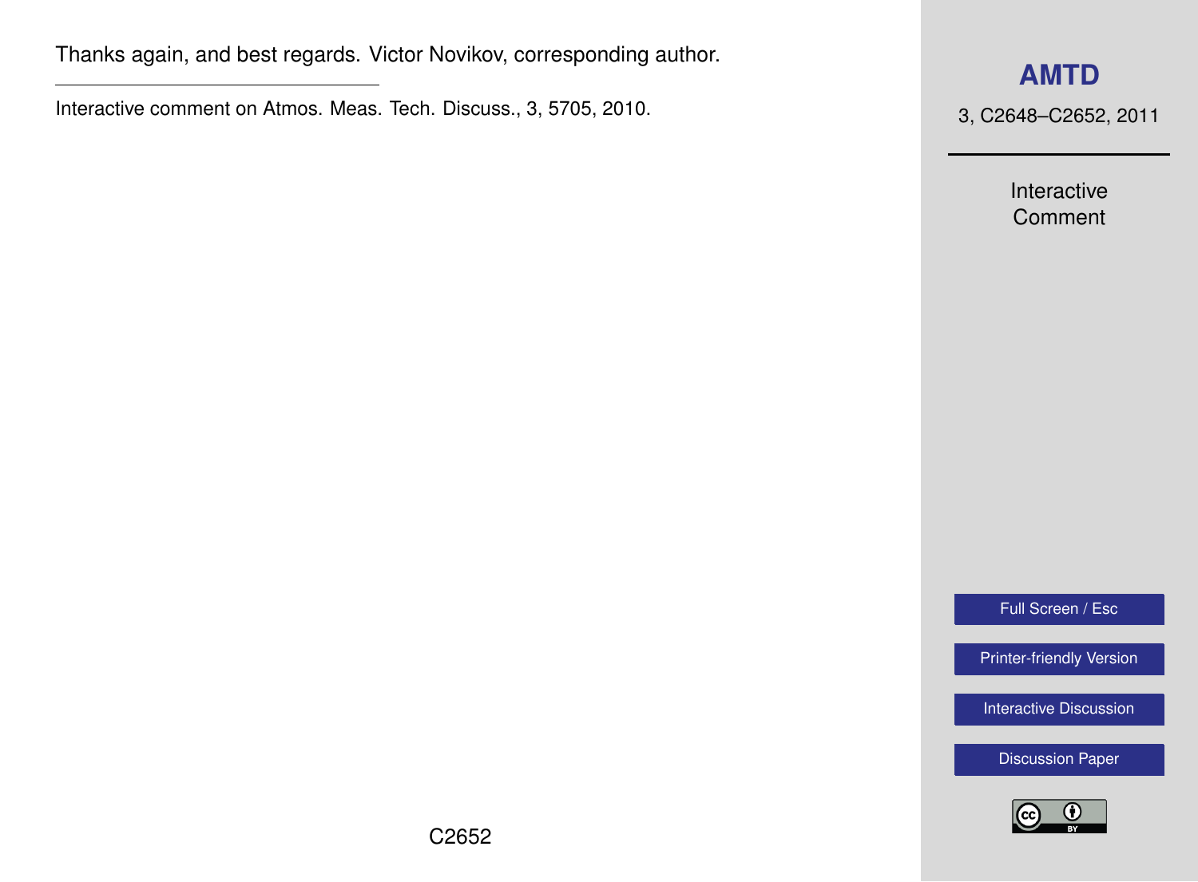Thanks again, and best regards. Victor Novikov, corresponding author.

---

Interactive comment on Atmos. Meas. Tech. Discuss., 3, 5705, 2010.